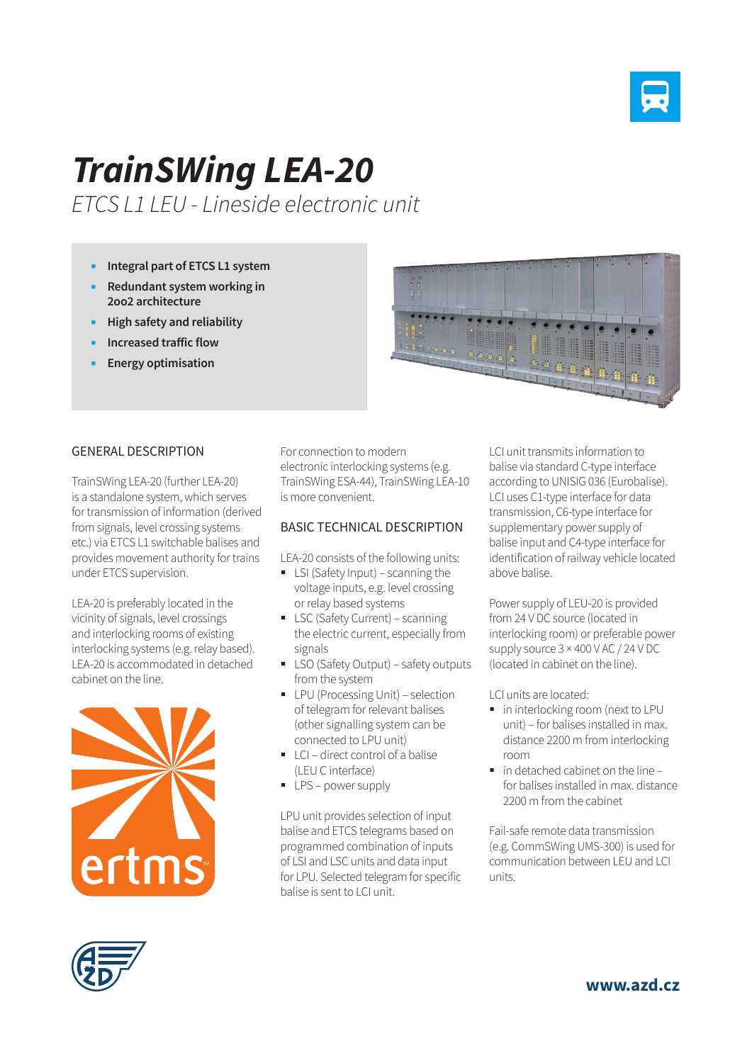# TrainSWing LEA-20

*ETCS L1 LEU - Lineside electronic unit*

- **Integral part of ETCS L1 system**
- **Redundant system working in 2oo2 architecture**
- **High safety and reliability**
- **Increased traffic flow**
- **Energy optimisation**

## GENERAL DESCRIPTION

TrainSWing LEA-20 (further LEA-20) is a standalone system, which serves for transmission of information (derived from signals, level crossing systems etc.) via ETCS L1 switchable balises and provides movement authority for trains under ETCS supervision.

LEA-20 is preferably located in the vicinity of signals, level crossings and interlocking rooms of existing interlocking systems (e.g. relay based). LEA-20 is accommodated in detached cabinet on the line.

For connection to modern electronic interlocking systems (e.g. TrainSWing ESA-44), TrainSWing LEA-10 is more convenient.

## BASIC TECHNICAL DESCRIPTION

LEA-20 consists of the following units:

- LSI (Safety Input) – scanning the voltage inputs, e.g. level crossing or relay based systems
- LSC (Safety Current) – scanning the electric current, especially from signals
- LSO (Safety Output) – safety outputs from the system
- LPU (Processing Unit) – selection of telegram for relevant balises (other signalling system can be connected to LPU unit)
- LCI – direct control of a balise (LEU C interface)
- LPS – power supply

LPU unit provides selection of input balise and ETCS telegrams based on programmed combination of inputs of LSI and LSC units and data input for LPU. Selected telegram for specific balise is sent to LCI unit.

LCI unit transmits information to balise via standard C-type interface according to UNISIG 036 (Eurobalise). LCI uses C1-type interface for data transmission, C6-type interface for supplementary power supply of balise input and C4-type interface for identification of railway vehicle located above balise.

Power supply of LEU-20 is provided from 24 V DC source (located in interlocking room) or preferable power supply source 3 × 400 V AC / 24 V DC (located in cabinet on the line).

LCI units are located:

- in interlocking room (next to LPU unit) – for balises installed in max. distance 2200 m from interlocking room
- in detached cabinet on the line – for balises installed in max. distance 2200 m from the cabinet

Fail-safe remote data transmission (e.g. CommSWing UMS-300) is used for communication between LEU and LCI units.

www.azd.cz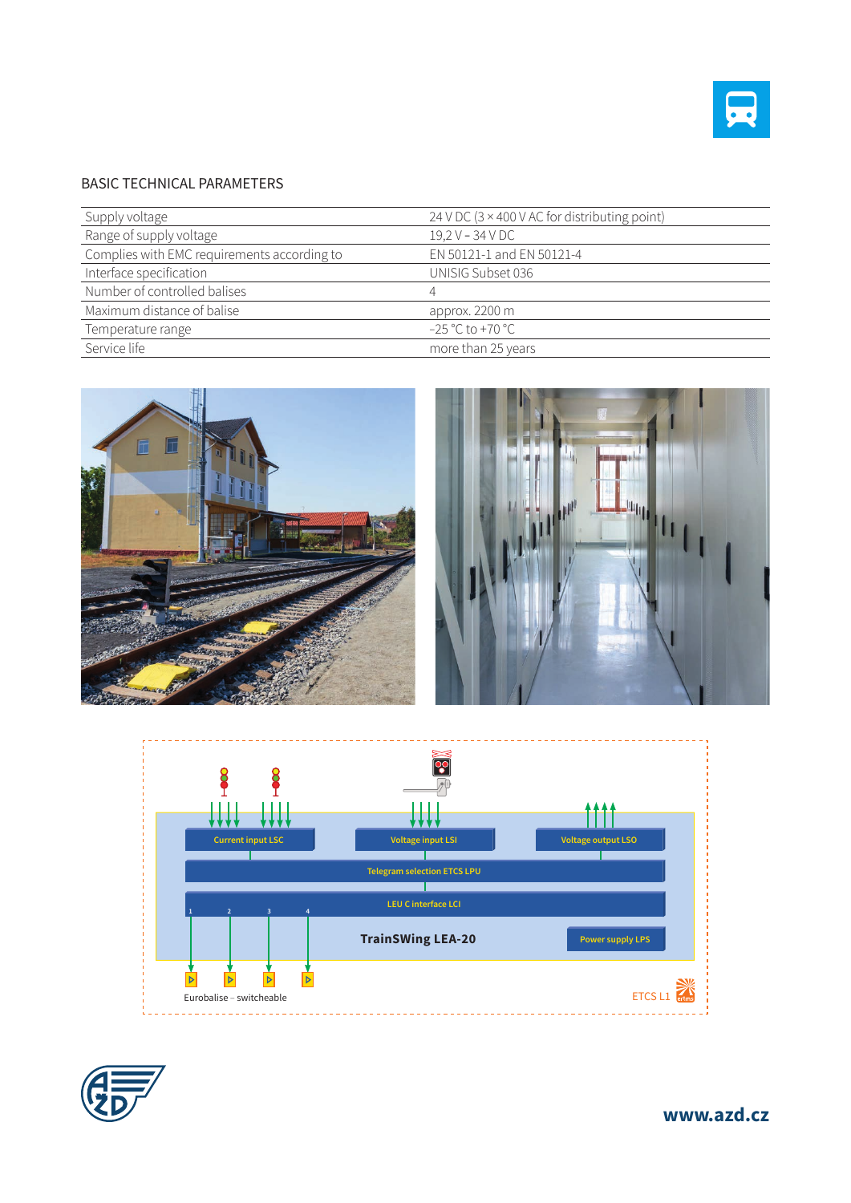## BASIC TECHNICAL PARAMETERS

| | |
|---|---|
| Supply voltage | 24 V DC (3 × 400 V AC for distributing point) |
| Range of supply voltage | 19,2 V – 34 V DC |
| Complies with EMC requirements according to | EN 50121-1 and EN 50121-4 |
| Interface specification | UNISIG Subset 036 |
| Number of controlled balises | 4 |
| Maximum distance of balise | approx. 2200 m |
| Temperature range | –25 °C to +70 °C |
| Service life | more than 25 years |

Current input LSC

Voltage input LSI

Voltage output LSO

Telegram selection ETCS LPU

LEU C interface LCI

1 2 3 4

TrainSWing LEA-20

Power supply LPS

Eurobalise – switcheable

ETCS L1

www.azd.cz